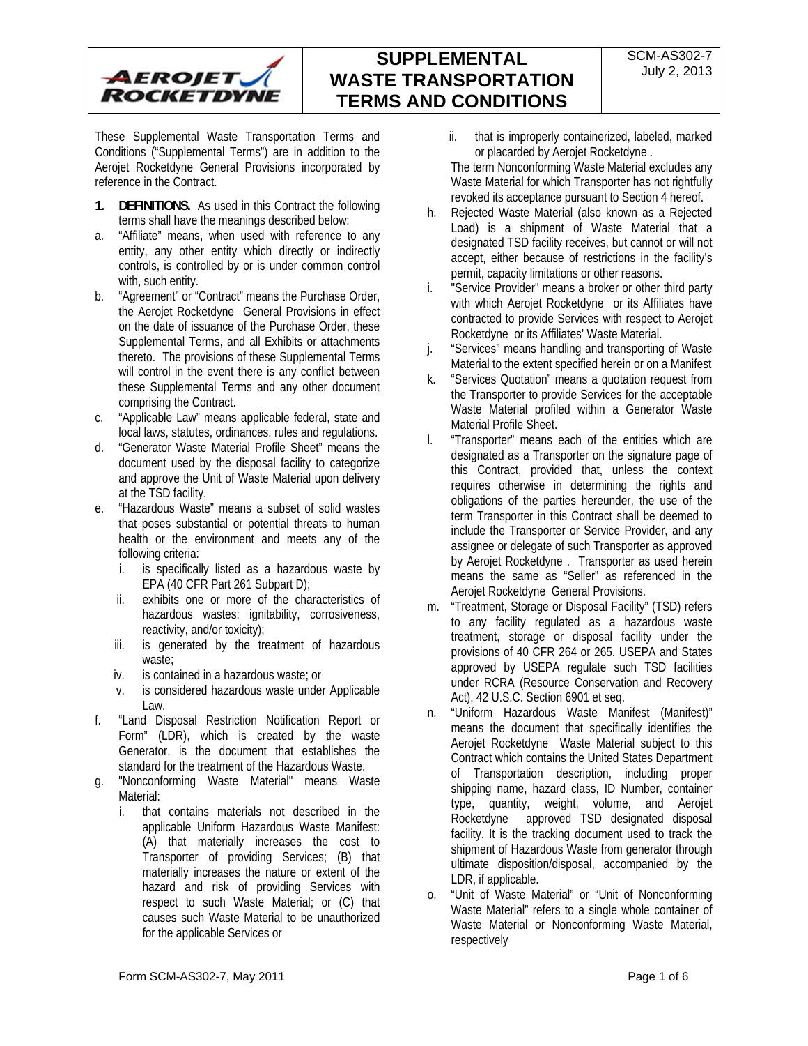# SUPPLEMENTAL WASTE TRANSPORTATION TERMS AND CONDITIONS

SCM-AS302-7
July 2, 2013

These Supplemental Waste Transportation Terms and Conditions ("Supplemental Terms") are in addition to the Aerojet Rocketdyne General Provisions incorporated by reference in the Contract.

**1. DEFINITIONS.** As used in this Contract the following terms shall have the meanings described below:

a. "Affiliate" means, when used with reference to any entity, any other entity which directly or indirectly controls, is controlled by or is under common control with, such entity.

b. "Agreement" or "Contract" means the Purchase Order, the Aerojet Rocketdyne General Provisions in effect on the date of issuance of the Purchase Order, these Supplemental Terms, and all Exhibits or attachments thereto. The provisions of these Supplemental Terms will control in the event there is any conflict between these Supplemental Terms and any other document comprising the Contract.

c. "Applicable Law" means applicable federal, state and local laws, statutes, ordinances, rules and regulations.

d. "Generator Waste Material Profile Sheet" means the document used by the disposal facility to categorize and approve the Unit of Waste Material upon delivery at the TSD facility.

e. "Hazardous Waste" means a subset of solid wastes that poses substantial or potential threats to human health or the environment and meets any of the following criteria:
   i. is specifically listed as a hazardous waste by EPA (40 CFR Part 261 Subpart D);
   ii. exhibits one or more of the characteristics of hazardous wastes: ignitability, corrosiveness, reactivity, and/or toxicity);
   iii. is generated by the treatment of hazardous waste;
   iv. is contained in a hazardous waste; or
   v. is considered hazardous waste under Applicable Law.

f. "Land Disposal Restriction Notification Report or Form" (LDR), which is created by the waste Generator, is the document that establishes the standard for the treatment of the Hazardous Waste.

g. "Nonconforming Waste Material" means Waste Material:
   i. that contains materials not described in the applicable Uniform Hazardous Waste Manifest: (A) that materially increases the cost to Transporter of providing Services; (B) that materially increases the nature or extent of the hazard and risk of providing Services with respect to such Waste Material; or (C) that causes such Waste Material to be unauthorized for the applicable Services or
   ii. that is improperly containerized, labeled, marked or placarded by Aerojet Rocketdyne .

   The term Nonconforming Waste Material excludes any Waste Material for which Transporter has not rightfully revoked its acceptance pursuant to Section 4 hereof.

h. Rejected Waste Material (also known as a Rejected Load) is a shipment of Waste Material that a designated TSD facility receives, but cannot or will not accept, either because of restrictions in the facility's permit, capacity limitations or other reasons.

i. "Service Provider" means a broker or other third party with which Aerojet Rocketdyne or its Affiliates have contracted to provide Services with respect to Aerojet Rocketdyne or its Affiliates' Waste Material.

j. "Services" means handling and transporting of Waste Material to the extent specified herein or on a Manifest

k. "Services Quotation" means a quotation request from the Transporter to provide Services for the acceptable Waste Material profiled within a Generator Waste Material Profile Sheet.

l. "Transporter" means each of the entities which are designated as a Transporter on the signature page of this Contract, provided that, unless the context requires otherwise in determining the rights and obligations of the parties hereunder, the use of the term Transporter in this Contract shall be deemed to include the Transporter or Service Provider, and any assignee or delegate of such Transporter as approved by Aerojet Rocketdyne . Transporter as used herein means the same as "Seller" as referenced in the Aerojet Rocketdyne General Provisions.

m. "Treatment, Storage or Disposal Facility" (TSD) refers to any facility regulated as a hazardous waste treatment, storage or disposal facility under the provisions of 40 CFR 264 or 265. USEPA and States approved by USEPA regulate such TSD facilities under RCRA (Resource Conservation and Recovery Act), 42 U.S.C. Section 6901 et seq.

n. "Uniform Hazardous Waste Manifest (Manifest)" means the document that specifically identifies the Aerojet Rocketdyne Waste Material subject to this Contract which contains the United States Department of Transportation description, including proper shipping name, hazard class, ID Number, container type, quantity, weight, volume, and Aerojet Rocketdyne approved TSD designated disposal facility. It is the tracking document used to track the shipment of Hazardous Waste from generator through ultimate disposition/disposal, accompanied by the LDR, if applicable.

o. "Unit of Waste Material" or "Unit of Nonconforming Waste Material" refers to a single whole container of Waste Material or Nonconforming Waste Material, respectively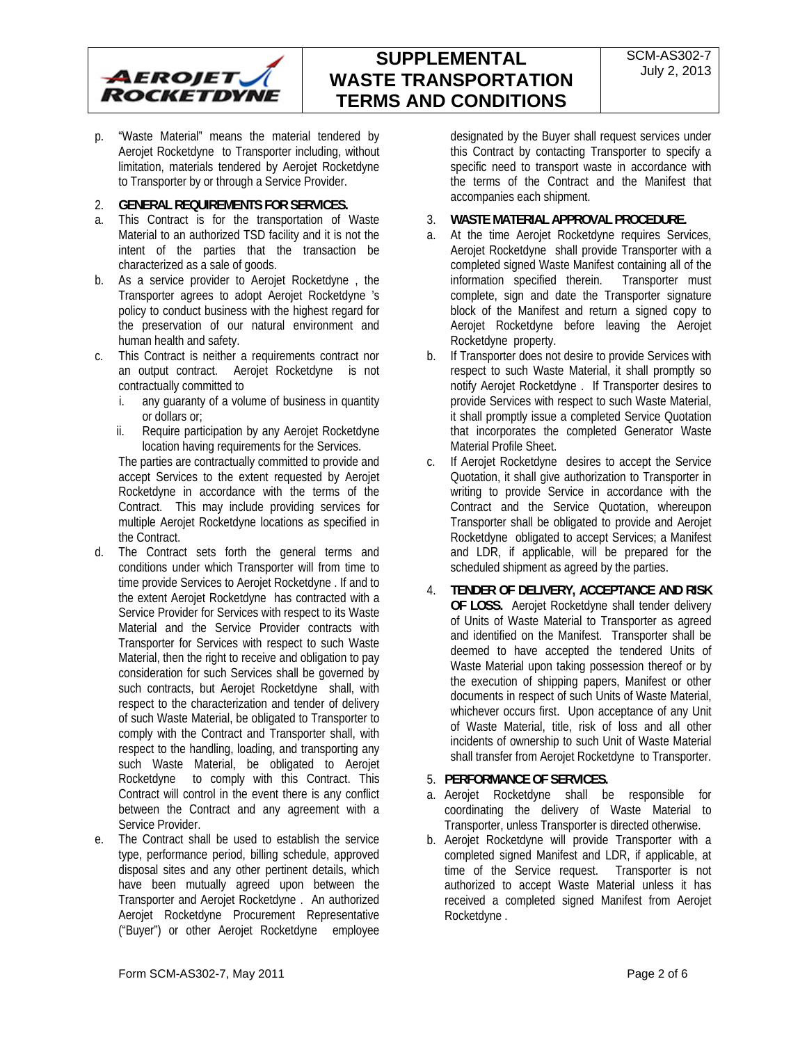p. "Waste Material" means the material tendered by Aerojet Rocketdyne to Transporter including, without limitation, materials tendered by Aerojet Rocketdyne to Transporter by or through a Service Provider.

2. **GENERAL REQUIREMENTS FOR SERVICES.**

a. This Contract is for the transportation of Waste Material to an authorized TSD facility and it is not the intent of the parties that the transaction be characterized as a sale of goods.

b. As a service provider to Aerojet Rocketdyne , the Transporter agrees to adopt Aerojet Rocketdyne 's policy to conduct business with the highest regard for the preservation of our natural environment and human health and safety.

c. This Contract is neither a requirements contract nor an output contract. Aerojet Rocketdyne is not contractually committed to
   i. any guaranty of a volume of business in quantity or dollars or;
   ii. Require participation by any Aerojet Rocketdyne location having requirements for the Services.

   The parties are contractually committed to provide and accept Services to the extent requested by Aerojet Rocketdyne in accordance with the terms of the Contract. This may include providing services for multiple Aerojet Rocketdyne locations as specified in the Contract.

d. The Contract sets forth the general terms and conditions under which Transporter will from time to time provide Services to Aerojet Rocketdyne . If and to the extent Aerojet Rocketdyne has contracted with a Service Provider for Services with respect to its Waste Material and the Service Provider contracts with Transporter for Services with respect to such Waste Material, then the right to receive and obligation to pay consideration for such Services shall be governed by such contracts, but Aerojet Rocketdyne shall, with respect to the characterization and tender of delivery of such Waste Material, be obligated to Transporter to comply with the Contract and Transporter shall, with respect to the handling, loading, and transporting any such Waste Material, be obligated to Aerojet Rocketdyne to comply with this Contract. This Contract will control in the event there is any conflict between the Contract and any agreement with a Service Provider.

e. The Contract shall be used to establish the service type, performance period, billing schedule, approved disposal sites and any other pertinent details, which have been mutually agreed upon between the Transporter and Aerojet Rocketdyne . An authorized Aerojet Rocketdyne Procurement Representative ("Buyer") or other Aerojet Rocketdyne employee designated by the Buyer shall request services under this Contract by contacting Transporter to specify a specific need to transport waste in accordance with the terms of the Contract and the Manifest that accompanies each shipment.

3. **WASTE MATERIAL APPROVAL PROCEDURE.**

a. At the time Aerojet Rocketdyne requires Services, Aerojet Rocketdyne shall provide Transporter with a completed signed Waste Manifest containing all of the information specified therein. Transporter must complete, sign and date the Transporter signature block of the Manifest and return a signed copy to Aerojet Rocketdyne before leaving the Aerojet Rocketdyne property.

b. If Transporter does not desire to provide Services with respect to such Waste Material, it shall promptly so notify Aerojet Rocketdyne . If Transporter desires to provide Services with respect to such Waste Material, it shall promptly issue a completed Service Quotation that incorporates the completed Generator Waste Material Profile Sheet.

c. If Aerojet Rocketdyne desires to accept the Service Quotation, it shall give authorization to Transporter in writing to provide Service in accordance with the Contract and the Service Quotation, whereupon Transporter shall be obligated to provide and Aerojet Rocketdyne obligated to accept Services; a Manifest and LDR, if applicable, will be prepared for the scheduled shipment as agreed by the parties.

4. **TENDER OF DELIVERY, ACCEPTANCE AND RISK OF LOSS.** Aerojet Rocketdyne shall tender delivery of Units of Waste Material to Transporter as agreed and identified on the Manifest. Transporter shall be deemed to have accepted the tendered Units of Waste Material upon taking possession thereof or by the execution of shipping papers, Manifest or other documents in respect of such Units of Waste Material, whichever occurs first. Upon acceptance of any Unit of Waste Material, title, risk of loss and all other incidents of ownership to such Unit of Waste Material shall transfer from Aerojet Rocketdyne to Transporter.

5. **PERFORMANCE OF SERVICES.**

a. Aerojet Rocketdyne shall be responsible for coordinating the delivery of Waste Material to Transporter, unless Transporter is directed otherwise.

b. Aerojet Rocketdyne will provide Transporter with a completed signed Manifest and LDR, if applicable, at time of the Service request. Transporter is not authorized to accept Waste Material unless it has received a completed signed Manifest from Aerojet Rocketdyne .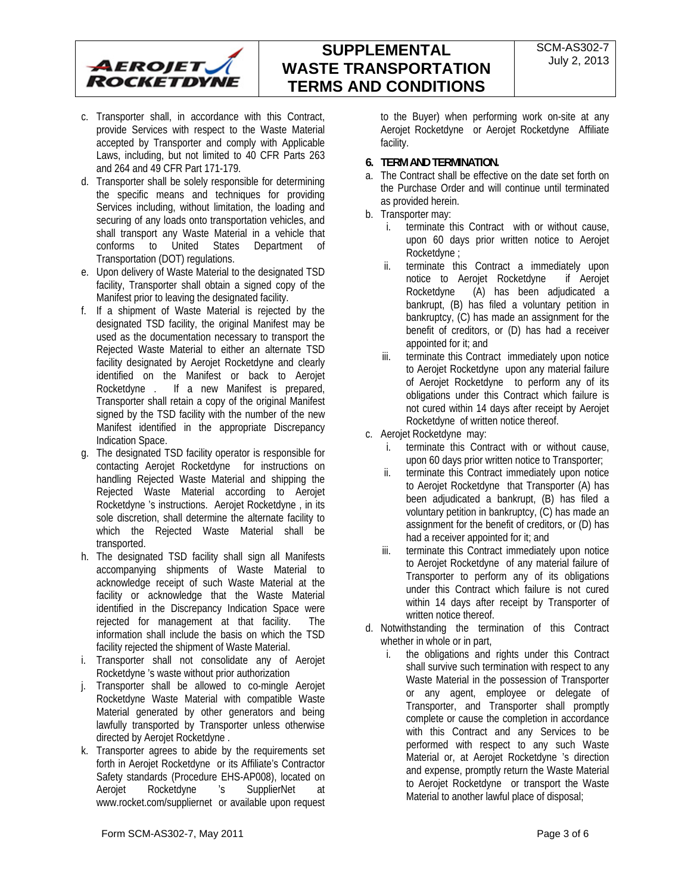c. Transporter shall, in accordance with this Contract, provide Services with respect to the Waste Material accepted by Transporter and comply with Applicable Laws, including, but not limited to 40 CFR Parts 263 and 264 and 49 CFR Part 171-179.
d. Transporter shall be solely responsible for determining the specific means and techniques for providing Services including, without limitation, the loading and securing of any loads onto transportation vehicles, and shall transport any Waste Material in a vehicle that conforms to United States Department of Transportation (DOT) regulations.
e. Upon delivery of Waste Material to the designated TSD facility, Transporter shall obtain a signed copy of the Manifest prior to leaving the designated facility.
f. If a shipment of Waste Material is rejected by the designated TSD facility, the original Manifest may be used as the documentation necessary to transport the Rejected Waste Material to either an alternate TSD facility designated by Aerojet Rocketdyne and clearly identified on the Manifest or back to Aerojet Rocketdyne . If a new Manifest is prepared, Transporter shall retain a copy of the original Manifest signed by the TSD facility with the number of the new Manifest identified in the appropriate Discrepancy Indication Space.
g. The designated TSD facility operator is responsible for contacting Aerojet Rocketdyne for instructions on handling Rejected Waste Material and shipping the Rejected Waste Material according to Aerojet Rocketdyne 's instructions. Aerojet Rocketdyne , in its sole discretion, shall determine the alternate facility to which the Rejected Waste Material shall be transported.
h. The designated TSD facility shall sign all Manifests accompanying shipments of Waste Material to acknowledge receipt of such Waste Material at the facility or acknowledge that the Waste Material identified in the Discrepancy Indication Space were rejected for management at that facility. The information shall include the basis on which the TSD facility rejected the shipment of Waste Material.
i. Transporter shall not consolidate any of Aerojet Rocketdyne 's waste without prior authorization
j. Transporter shall be allowed to co-mingle Aerojet Rocketdyne Waste Material with compatible Waste Material generated by other generators and being lawfully transported by Transporter unless otherwise directed by Aerojet Rocketdyne .
k. Transporter agrees to abide by the requirements set forth in Aerojet Rocketdyne or its Affiliate's Contractor Safety standards (Procedure EHS-AP008), located on Aerojet Rocketdyne 's SupplierNet at www.rocket.com/suppliernet or available upon request to the Buyer) when performing work on-site at any Aerojet Rocketdyne or Aerojet Rocketdyne Affiliate facility.

**6. TERM AND TERMINATION.**

a. The Contract shall be effective on the date set forth on the Purchase Order and will continue until terminated as provided herein.
b. Transporter may:
   i. terminate this Contract with or without cause, upon 60 days prior written notice to Aerojet Rocketdyne ;
   ii. terminate this Contract a immediately upon notice to Aerojet Rocketdyne if Aerojet Rocketdyne (A) has been adjudicated a bankrupt, (B) has filed a voluntary petition in bankruptcy, (C) has made an assignment for the benefit of creditors, or (D) has had a receiver appointed for it; and
   iii. terminate this Contract immediately upon notice to Aerojet Rocketdyne upon any material failure of Aerojet Rocketdyne to perform any of its obligations under this Contract which failure is not cured within 14 days after receipt by Aerojet Rocketdyne of written notice thereof.
c. Aerojet Rocketdyne may:
   i. terminate this Contract with or without cause, upon 60 days prior written notice to Transporter;
   ii. terminate this Contract immediately upon notice to Aerojet Rocketdyne that Transporter (A) has been adjudicated a bankrupt, (B) has filed a voluntary petition in bankruptcy, (C) has made an assignment for the benefit of creditors, or (D) has had a receiver appointed for it; and
   iii. terminate this Contract immediately upon notice to Aerojet Rocketdyne of any material failure of Transporter to perform any of its obligations under this Contract which failure is not cured within 14 days after receipt by Transporter of written notice thereof.
d. Notwithstanding the termination of this Contract whether in whole or in part,
   i. the obligations and rights under this Contract shall survive such termination with respect to any Waste Material in the possession of Transporter or any agent, employee or delegate of Transporter, and Transporter shall promptly complete or cause the completion in accordance with this Contract and any Services to be performed with respect to any such Waste Material or, at Aerojet Rocketdyne 's direction and expense, promptly return the Waste Material to Aerojet Rocketdyne or transport the Waste Material to another lawful place of disposal;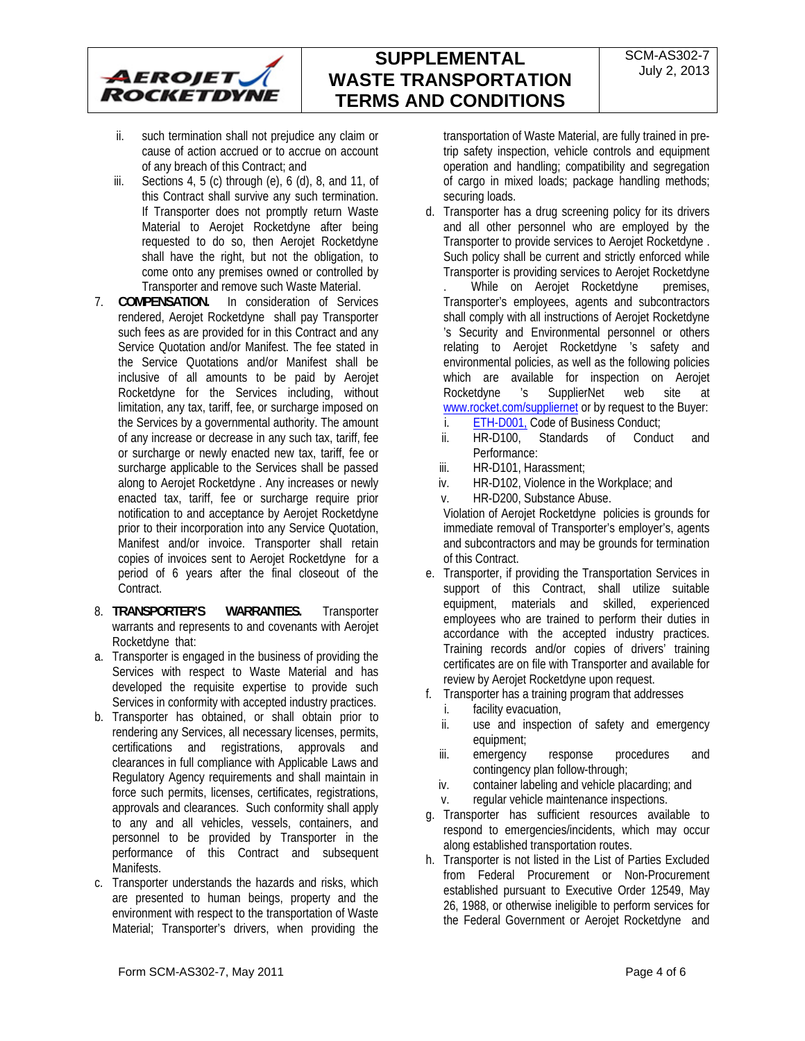ii. such termination shall not prejudice any claim or cause of action accrued or to accrue on account of any breach of this Contract; and

iii. Sections 4, 5 (c) through (e), 6 (d), 8, and 11, of this Contract shall survive any such termination. If Transporter does not promptly return Waste Material to Aerojet Rocketdyne after being requested to do so, then Aerojet Rocketdyne shall have the right, but not the obligation, to come onto any premises owned or controlled by Transporter and remove such Waste Material.

7. **COMPENSATION.** In consideration of Services rendered, Aerojet Rocketdyne shall pay Transporter such fees as are provided for in this Contract and any Service Quotation and/or Manifest. The fee stated in the Service Quotations and/or Manifest shall be inclusive of all amounts to be paid by Aerojet Rocketdyne for the Services including, without limitation, any tax, tariff, fee, or surcharge imposed on the Services by a governmental authority. The amount of any increase or decrease in any such tax, tariff, fee or surcharge or newly enacted new tax, tariff, fee or surcharge applicable to the Services shall be passed along to Aerojet Rocketdyne . Any increases or newly enacted tax, tariff, fee or surcharge require prior notification to and acceptance by Aerojet Rocketdyne prior to their incorporation into any Service Quotation, Manifest and/or invoice. Transporter shall retain copies of invoices sent to Aerojet Rocketdyne for a period of 6 years after the final closeout of the Contract.

8. **TRANSPORTER'S WARRANTIES.** Transporter warrants and represents to and covenants with Aerojet Rocketdyne that:

a. Transporter is engaged in the business of providing the Services with respect to Waste Material and has developed the requisite expertise to provide such Services in conformity with accepted industry practices.

b. Transporter has obtained, or shall obtain prior to rendering any Services, all necessary licenses, permits, certifications and registrations, approvals and clearances in full compliance with Applicable Laws and Regulatory Agency requirements and shall maintain in force such permits, licenses, certificates, registrations, approvals and clearances. Such conformity shall apply to any and all vehicles, vessels, containers, and personnel to be provided by Transporter in the performance of this Contract and subsequent Manifests.

c. Transporter understands the hazards and risks, which are presented to human beings, property and the environment with respect to the transportation of Waste Material; Transporter's drivers, when providing the transportation of Waste Material, are fully trained in pre-trip safety inspection, vehicle controls and equipment operation and handling; compatibility and segregation of cargo in mixed loads; package handling methods; securing loads.

d. Transporter has a drug screening policy for its drivers and all other personnel who are employed by the Transporter to provide services to Aerojet Rocketdyne . Such policy shall be current and strictly enforced while Transporter is providing services to Aerojet Rocketdyne . While on Aerojet Rocketdyne premises, Transporter's employees, agents and subcontractors shall comply with all instructions of Aerojet Rocketdyne 's Security and Environmental personnel or others relating to Aerojet Rocketdyne 's safety and environmental policies, as well as the following policies which are available for inspection on Aerojet Rocketdyne 's SupplierNet web site at www.rocket.com/suppliernet or by request to the Buyer:
   i. ETH-D001, Code of Business Conduct;
   ii. HR-D100, Standards of Conduct and Performance:
   iii. HR-D101, Harassment;
   iv. HR-D102, Violence in the Workplace; and
   v. HR-D200, Substance Abuse.

   Violation of Aerojet Rocketdyne policies is grounds for immediate removal of Transporter's employer's, agents and subcontractors and may be grounds for termination of this Contract.

e. Transporter, if providing the Transportation Services in support of this Contract, shall utilize suitable equipment, materials and skilled, experienced employees who are trained to perform their duties in accordance with the accepted industry practices. Training records and/or copies of drivers' training certificates are on file with Transporter and available for review by Aerojet Rocketdyne upon request.

f. Transporter has a training program that addresses
   i. facility evacuation,
   ii. use and inspection of safety and emergency equipment;
   iii. emergency response procedures and contingency plan follow-through;
   iv. container labeling and vehicle placarding; and
   v. regular vehicle maintenance inspections.

g. Transporter has sufficient resources available to respond to emergencies/incidents, which may occur along established transportation routes.

h. Transporter is not listed in the List of Parties Excluded from Federal Procurement or Non-Procurement established pursuant to Executive Order 12549, May 26, 1988, or otherwise ineligible to perform services for the Federal Government or Aerojet Rocketdyne and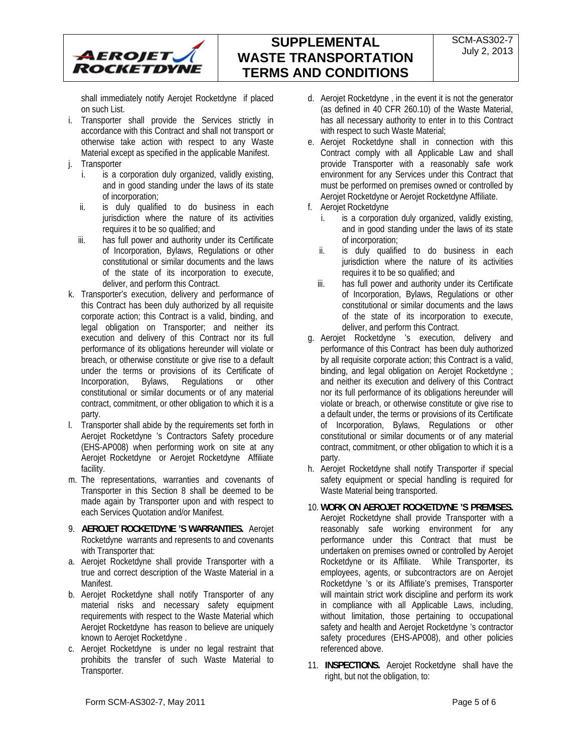shall immediately notify Aerojet Rocketdyne if placed on such List.

i. Transporter shall provide the Services strictly in accordance with this Contract and shall not transport or otherwise take action with respect to any Waste Material except as specified in the applicable Manifest.

j. Transporter
   i. is a corporation duly organized, validly existing, and in good standing under the laws of its state of incorporation;
   ii. is duly qualified to do business in each jurisdiction where the nature of its activities requires it to be so qualified; and
   iii. has full power and authority under its Certificate of Incorporation, Bylaws, Regulations or other constitutional or similar documents and the laws of the state of its incorporation to execute, deliver, and perform this Contract.

k. Transporter's execution, delivery and performance of this Contract has been duly authorized by all requisite corporate action; this Contract is a valid, binding, and legal obligation on Transporter; and neither its execution and delivery of this Contract nor its full performance of its obligations hereunder will violate or breach, or otherwise constitute or give rise to a default under the terms or provisions of its Certificate of Incorporation, Bylaws, Regulations or other constitutional or similar documents or of any material contract, commitment, or other obligation to which it is a party.

l. Transporter shall abide by the requirements set forth in Aerojet Rocketdyne 's Contractors Safety procedure (EHS-AP008) when performing work on site at any Aerojet Rocketdyne or Aerojet Rocketdyne Affiliate facility.

m. The representations, warranties and covenants of Transporter in this Section 8 shall be deemed to be made again by Transporter upon and with respect to each Services Quotation and/or Manifest.

9. **AEROJET ROCKETDYNE 'S WARRANTIES.** Aerojet Rocketdyne warrants and represents to and covenants with Transporter that:

a. Aerojet Rocketdyne shall provide Transporter with a true and correct description of the Waste Material in a Manifest.

b. Aerojet Rocketdyne shall notify Transporter of any material risks and necessary safety equipment requirements with respect to the Waste Material which Aerojet Rocketdyne has reason to believe are uniquely known to Aerojet Rocketdyne .

c. Aerojet Rocketdyne is under no legal restraint that prohibits the transfer of such Waste Material to Transporter.

d. Aerojet Rocketdyne , in the event it is not the generator (as defined in 40 CFR 260.10) of the Waste Material, has all necessary authority to enter in to this Contract with respect to such Waste Material;

e. Aerojet Rocketdyne shall in connection with this Contract comply with all Applicable Law and shall provide Transporter with a reasonably safe work environment for any Services under this Contract that must be performed on premises owned or controlled by Aerojet Rocketdyne or Aerojet Rocketdyne Affiliate.

f. Aerojet Rocketdyne
   i. is a corporation duly organized, validly existing, and in good standing under the laws of its state of incorporation;
   ii. is duly qualified to do business in each jurisdiction where the nature of its activities requires it to be so qualified; and
   iii. has full power and authority under its Certificate of Incorporation, Bylaws, Regulations or other constitutional or similar documents and the laws of the state of its incorporation to execute, deliver, and perform this Contract.

g. Aerojet Rocketdyne 's execution, delivery and performance of this Contract has been duly authorized by all requisite corporate action; this Contract is a valid, binding, and legal obligation on Aerojet Rocketdyne ; and neither its execution and delivery of this Contract nor its full performance of its obligations hereunder will violate or breach, or otherwise constitute or give rise to a default under, the terms or provisions of its Certificate of Incorporation, Bylaws, Regulations or other constitutional or similar documents or of any material contract, commitment, or other obligation to which it is a party.

h. Aerojet Rocketdyne shall notify Transporter if special safety equipment or special handling is required for Waste Material being transported.

10. **WORK ON AEROJET ROCKETDYNE 'S PREMISES.** Aerojet Rocketdyne shall provide Transporter with a reasonably safe working environment for any performance under this Contract that must be undertaken on premises owned or controlled by Aerojet Rocketdyne or its Affiliate. While Transporter, its employees, agents, or subcontractors are on Aerojet Rocketdyne 's or its Affiliate's premises, Transporter will maintain strict work discipline and perform its work in compliance with all Applicable Laws, including, without limitation, those pertaining to occupational safety and health and Aerojet Rocketdyne 's contractor safety procedures (EHS-AP008), and other policies referenced above.

11. **INSPECTIONS.** Aerojet Rocketdyne shall have the right, but not the obligation, to: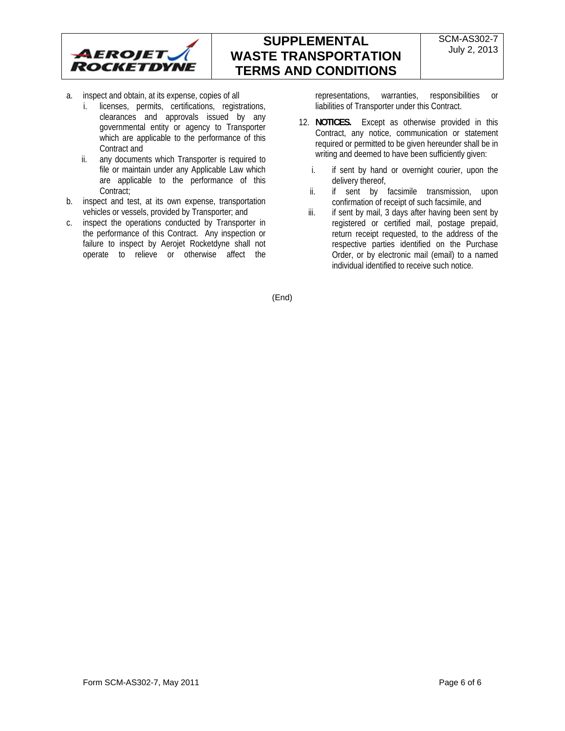a. inspect and obtain, at its expense, copies of all
   i. licenses, permits, certifications, registrations, clearances and approvals issued by any governmental entity or agency to Transporter which are applicable to the performance of this Contract and
   ii. any documents which Transporter is required to file or maintain under any Applicable Law which are applicable to the performance of this Contract;
b. inspect and test, at its own expense, transportation vehicles or vessels, provided by Transporter; and
c. inspect the operations conducted by Transporter in the performance of this Contract. Any inspection or failure to inspect by Aerojet Rocketdyne shall not operate to relieve or otherwise affect the representations, warranties, responsibilities or liabilities of Transporter under this Contract.

12. **NOTICES.** Except as otherwise provided in this Contract, any notice, communication or statement required or permitted to be given hereunder shall be in writing and deemed to have been sufficiently given:
   i. if sent by hand or overnight courier, upon the delivery thereof,
   ii. if sent by facsimile transmission, upon confirmation of receipt of such facsimile, and
   iii. if sent by mail, 3 days after having been sent by registered or certified mail, postage prepaid, return receipt requested, to the address of the respective parties identified on the Purchase Order, or by electronic mail (email) to a named individual identified to receive such notice.

(End)